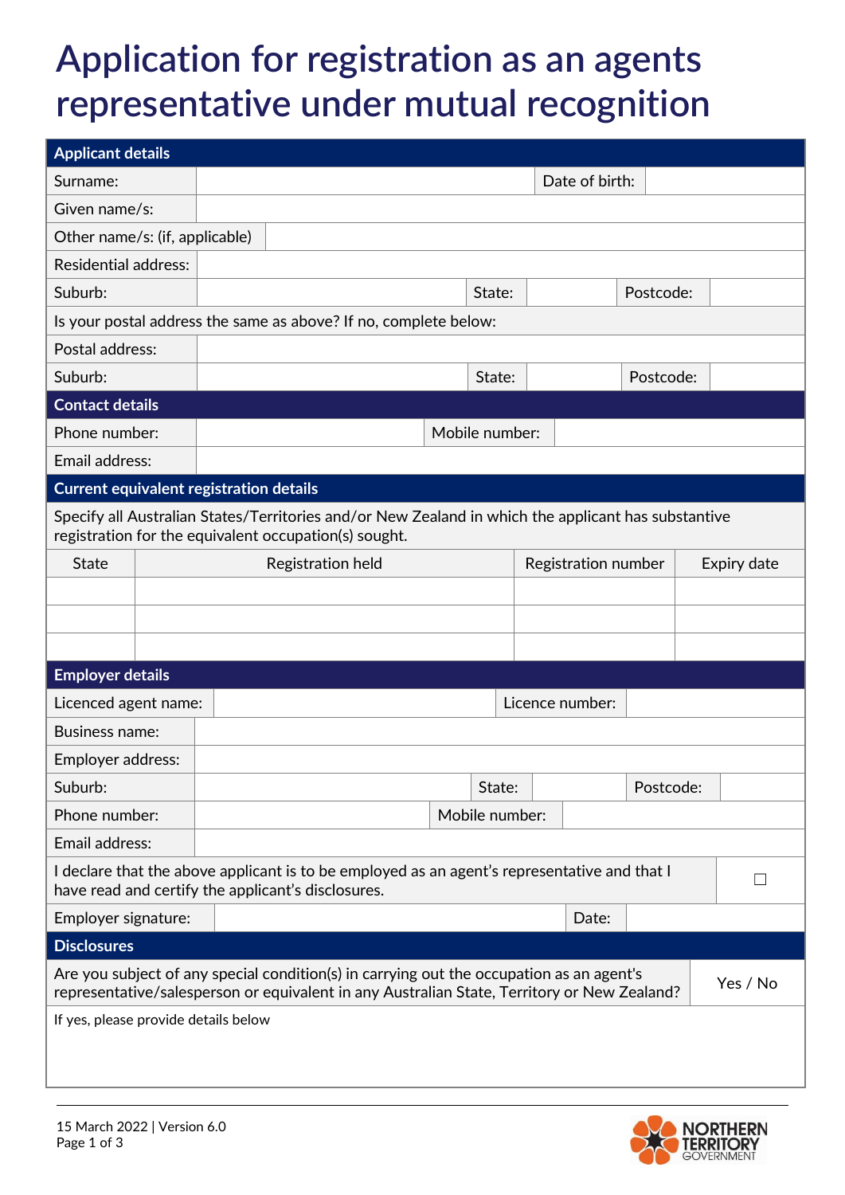# Application for registration as an agents representative under mutual recognition

## Applicant details

| | | | | | |
|---|---|---|---|---|---|
| Surname: | | | | Date of birth: | |
| Given name/s: | | | | | |
| Other name/s: (if, applicable) | | | | | |
| Residential address: | | | | | |
| Suburb: | | State: | | Postcode: | |
| Is your postal address the same as above? If no, complete below: | | | | | |
| Postal address: | | | | | |
| Suburb: | | State: | | Postcode: | |

## Contact details

| | | | |
|---|---|---|---|
| Phone number: | | Mobile number: | |
| Email address: | | | |

## Current equivalent registration details

Specify all Australian States/Territories and/or New Zealand in which the applicant has substantive registration for the equivalent occupation(s) sought.

| State | Registration held | Registration number | Expiry date |
|---|---|---|---|
| | | | |
| | | | |
| | | | |

## Employer details

| | | | | | |
|---|---|---|---|---|---|
| Licenced agent name: | | | Licence number: | | |
| Business name: | | | | | |
| Employer address: | | | | | |
| Suburb: | | State: | | Postcode: | |
| Phone number: | | Mobile number: | | | |
| Email address: | | | | | |
| I declare that the above applicant is to be employed as an agent's representative and that I have read and certify the applicant's disclosures. | | | | | ☐ |
| Employer signature: | | | Date: | | |

## Disclosures

| | |
|---|---|
| Are you subject of any special condition(s) in carrying out the occupation as an agent's representative/salesperson or equivalent in any Australian State, Territory or New Zealand? | Yes / No |
| If yes, please provide details below | |

15 March 2022 | Version 6.0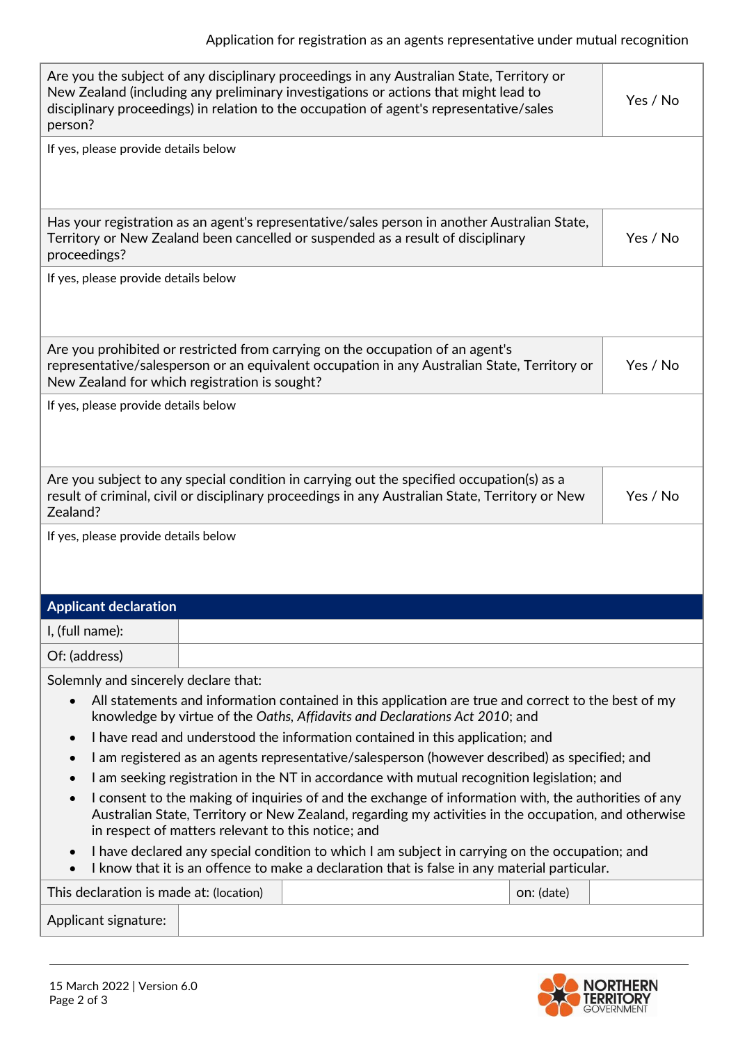| Are you the subject of any disciplinary proceedings in any Australian State, Territory or New Zealand (including any preliminary investigations or actions that might lead to disciplinary proceedings) in relation to the occupation of agent's representative/sales person? | Yes / No |
|---|---|
| If yes, please provide details below | |
| Has your registration as an agent's representative/sales person in another Australian State, Territory or New Zealand been cancelled or suspended as a result of disciplinary proceedings? | Yes / No |
| If yes, please provide details below | |
| Are you prohibited or restricted from carrying on the occupation of an agent's representative/salesperson or an equivalent occupation in any Australian State, Territory or New Zealand for which registration is sought? | Yes / No |
| If yes, please provide details below | |
| Are you subject to any special condition in carrying out the specified occupation(s) as a result of criminal, civil or disciplinary proceedings in any Australian State, Territory or New Zealand? | Yes / No |
| If yes, please provide details below | |

## Applicant declaration

| I, (full name): | |
|---|---|
| Of: (address) | |

Solemnly and sincerely declare that:

- All statements and information contained in this application are true and correct to the best of my knowledge by virtue of the *Oaths, Affidavits and Declarations Act 2010*; and
- I have read and understood the information contained in this application; and
- I am registered as an agents representative/salesperson (however described) as specified; and
- I am seeking registration in the NT in accordance with mutual recognition legislation; and
- I consent to the making of inquiries of and the exchange of information with, the authorities of any Australian State, Territory or New Zealand, regarding my activities in the occupation, and otherwise in respect of matters relevant to this notice; and
- I have declared any special condition to which I am subject in carrying on the occupation; and
- I know that it is an offence to make a declaration that is false in any material particular.

| This declaration is made at: (location) | | on: (date) | |
|---|---|---|---|
| Applicant signature: | | | |

15 March 2022 | Version 6.0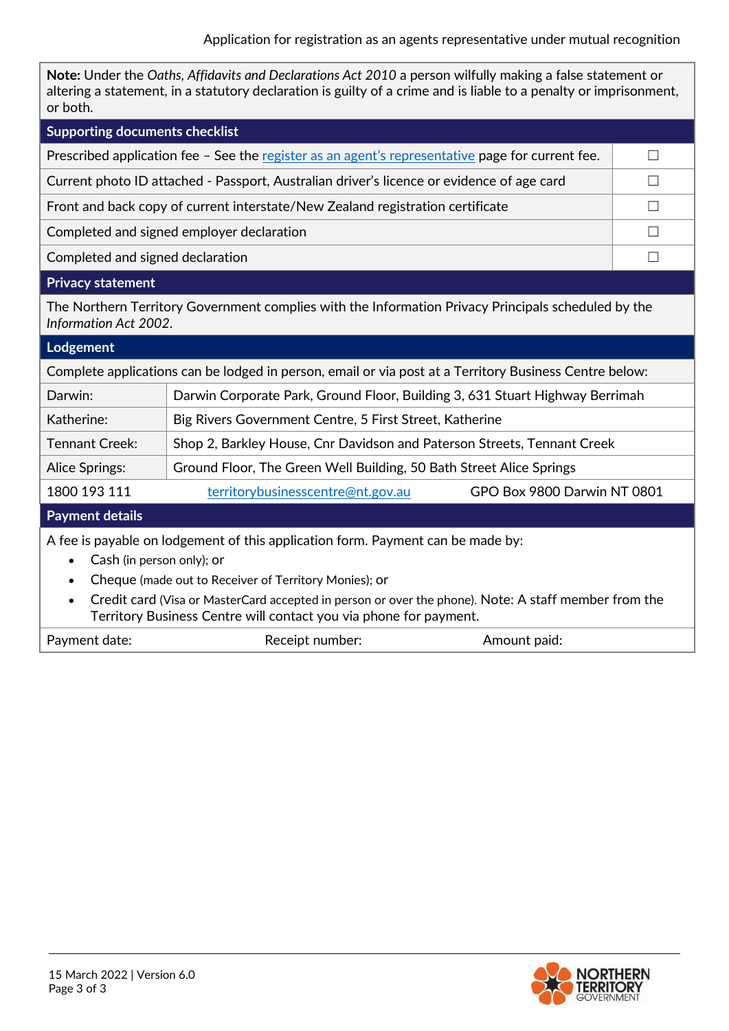**Note:** Under the *Oaths, Affidavits and Declarations Act 2010* a person wilfully making a false statement or altering a statement, in a statutory declaration is guilty of a crime and is liable to a penalty or imprisonment, or both.

## Supporting documents checklist

| | |
|---|---|
| Prescribed application fee – See the register as an agent's representative page for current fee. | ☐ |
| Current photo ID attached - Passport, Australian driver's licence or evidence of age card | ☐ |
| Front and back copy of current interstate/New Zealand registration certificate | ☐ |
| Completed and signed employer declaration | ☐ |
| Completed and signed declaration | ☐ |

## Privacy statement

The Northern Territory Government complies with the Information Privacy Principals scheduled by the *Information Act 2002*.

## Lodgement

Complete applications can be lodged in person, email or via post at a Territory Business Centre below:

| | |
|---|---|
| Darwin: | Darwin Corporate Park, Ground Floor, Building 3, 631 Stuart Highway Berrimah |
| Katherine: | Big Rivers Government Centre, 5 First Street, Katherine |
| Tennant Creek: | Shop 2, Barkley House, Cnr Davidson and Paterson Streets, Tennant Creek |
| Alice Springs: | Ground Floor, The Green Well Building, 50 Bath Street Alice Springs |

1800 193 111 | territorybusinesscentre@nt.gov.au | GPO Box 9800 Darwin NT 0801

## Payment details

A fee is payable on lodgement of this application form. Payment can be made by:

- Cash (in person only); or
- Cheque (made out to Receiver of Territory Monies); or
- Credit card (Visa or MasterCard accepted in person or over the phone). Note: A staff member from the Territory Business Centre will contact you via phone for payment.

Payment date: Receipt number: Amount paid:

15 March 2022 | Version 6.0